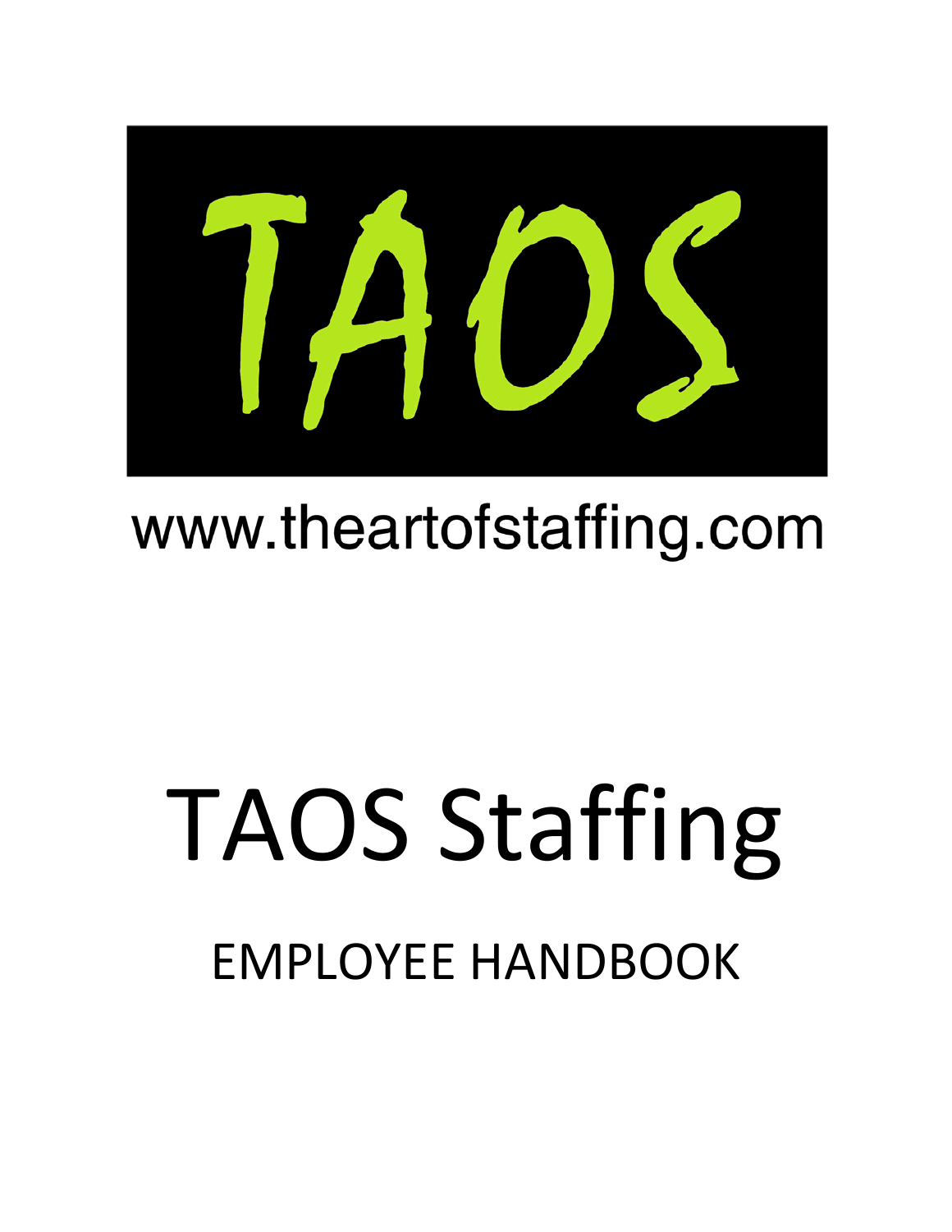TAOS

www.theartofstaffing.com

# TAOS Staffing

## EMPLOYEE HANDBOOK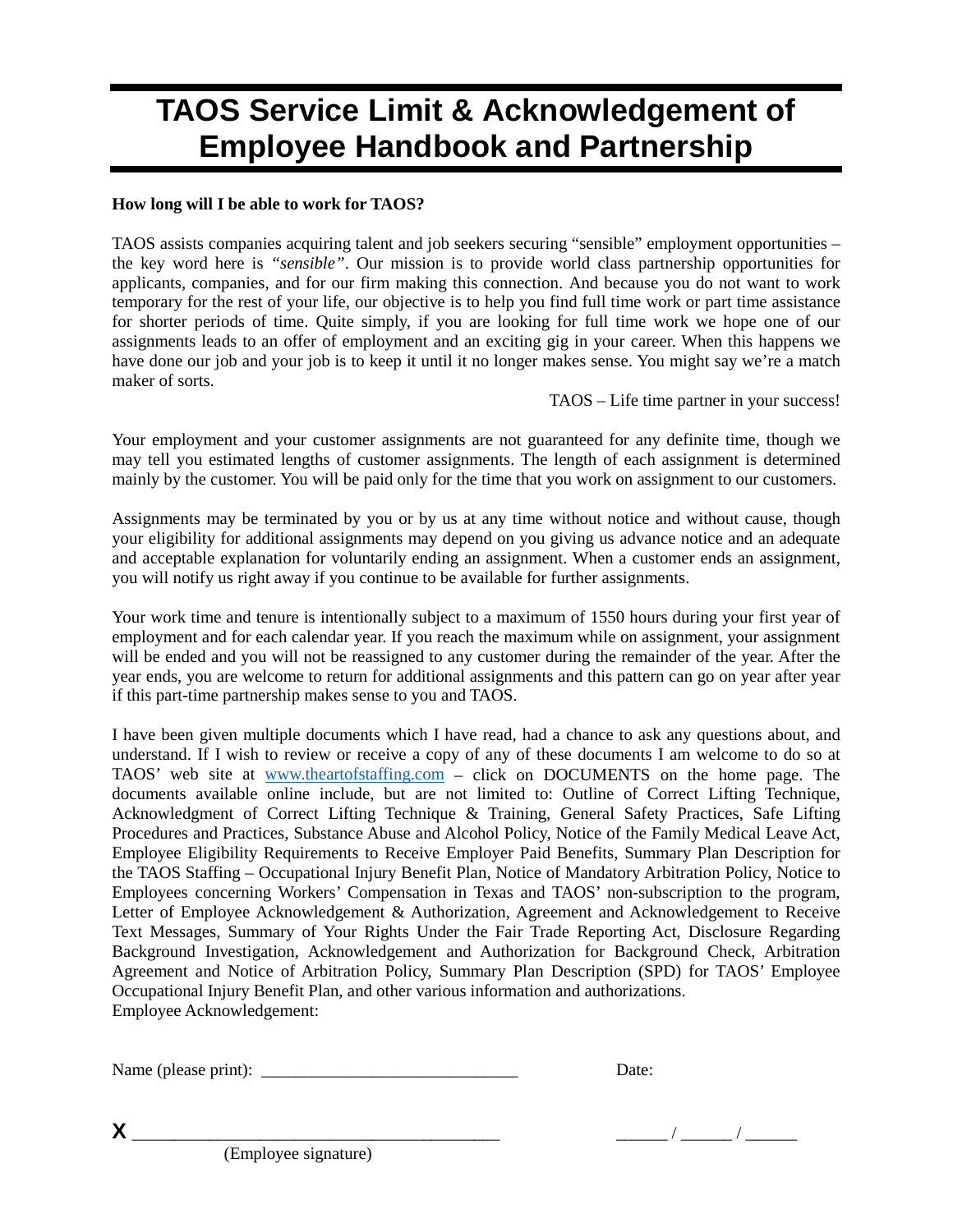# TAOS Service Limit & Acknowledgement of Employee Handbook and Partnership

**How long will I be able to work for TAOS?**

TAOS assists companies acquiring talent and job seekers securing "sensible" employment opportunities – the key word here is *"sensible"*. Our mission is to provide world class partnership opportunities for applicants, companies, and for our firm making this connection. And because you do not want to work temporary for the rest of your life, our objective is to help you find full time work or part time assistance for shorter periods of time. Quite simply, if you are looking for full time work we hope one of our assignments leads to an offer of employment and an exciting gig in your career. When this happens we have done our job and your job is to keep it until it no longer makes sense. You might say we're a match maker of sorts.

TAOS – Life time partner in your success!

Your employment and your customer assignments are not guaranteed for any definite time, though we may tell you estimated lengths of customer assignments. The length of each assignment is determined mainly by the customer. You will be paid only for the time that you work on assignment to our customers.

Assignments may be terminated by you or by us at any time without notice and without cause, though your eligibility for additional assignments may depend on you giving us advance notice and an adequate and acceptable explanation for voluntarily ending an assignment. When a customer ends an assignment, you will notify us right away if you continue to be available for further assignments.

Your work time and tenure is intentionally subject to a maximum of 1550 hours during your first year of employment and for each calendar year. If you reach the maximum while on assignment, your assignment will be ended and you will not be reassigned to any customer during the remainder of the year. After the year ends, you are welcome to return for additional assignments and this pattern can go on year after year if this part-time partnership makes sense to you and TAOS.

I have been given multiple documents which I have read, had a chance to ask any questions about, and understand. If I wish to review or receive a copy of any of these documents I am welcome to do so at TAOS' web site at [www.theartofstaffing.com](http://www.theartofstaffing.com) – click on DOCUMENTS on the home page. The documents available online include, but are not limited to: Outline of Correct Lifting Technique, Acknowledgment of Correct Lifting Technique & Training, General Safety Practices, Safe Lifting Procedures and Practices, Substance Abuse and Alcohol Policy, Notice of the Family Medical Leave Act, Employee Eligibility Requirements to Receive Employer Paid Benefits, Summary Plan Description for the TAOS Staffing – Occupational Injury Benefit Plan, Notice of Mandatory Arbitration Policy, Notice to Employees concerning Workers' Compensation in Texas and TAOS' non-subscription to the program, Letter of Employee Acknowledgement & Authorization, Agreement and Acknowledgement to Receive Text Messages, Summary of Your Rights Under the Fair Trade Reporting Act, Disclosure Regarding Background Investigation, Acknowledgement and Authorization for Background Check, Arbitration Agreement and Notice of Arbitration Policy, Summary Plan Description (SPD) for TAOS' Employee Occupational Injury Benefit Plan, and other various information and authorizations.

Employee Acknowledgement:

Name (please print): ______________________________ Date:

**X** ________________________________________ ______ / ______ / ______

(Employee signature)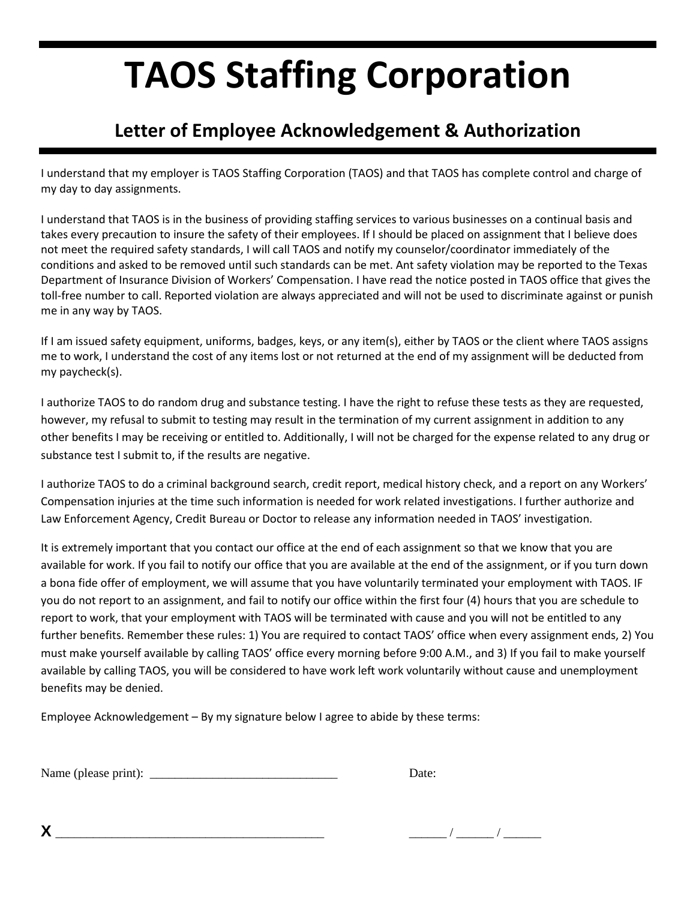# TAOS Staffing Corporation

## Letter of Employee Acknowledgement & Authorization

I understand that my employer is TAOS Staffing Corporation (TAOS) and that TAOS has complete control and charge of my day to day assignments.

I understand that TAOS is in the business of providing staffing services to various businesses on a continual basis and takes every precaution to insure the safety of their employees. If I should be placed on assignment that I believe does not meet the required safety standards, I will call TAOS and notify my counselor/coordinator immediately of the conditions and asked to be removed until such standards can be met. Ant safety violation may be reported to the Texas Department of Insurance Division of Workers' Compensation. I have read the notice posted in TAOS office that gives the toll-free number to call. Reported violation are always appreciated and will not be used to discriminate against or punish me in any way by TAOS.

If I am issued safety equipment, uniforms, badges, keys, or any item(s), either by TAOS or the client where TAOS assigns me to work, I understand the cost of any items lost or not returned at the end of my assignment will be deducted from my paycheck(s).

I authorize TAOS to do random drug and substance testing. I have the right to refuse these tests as they are requested, however, my refusal to submit to testing may result in the termination of my current assignment in addition to any other benefits I may be receiving or entitled to. Additionally, I will not be charged for the expense related to any drug or substance test I submit to, if the results are negative.

I authorize TAOS to do a criminal background search, credit report, medical history check, and a report on any Workers' Compensation injuries at the time such information is needed for work related investigations. I further authorize and Law Enforcement Agency, Credit Bureau or Doctor to release any information needed in TAOS' investigation.

It is extremely important that you contact our office at the end of each assignment so that we know that you are available for work. If you fail to notify our office that you are available at the end of the assignment, or if you turn down a bona fide offer of employment, we will assume that you have voluntarily terminated your employment with TAOS. IF you do not report to an assignment, and fail to notify our office within the first four (4) hours that you are schedule to report to work, that your employment with TAOS will be terminated with cause and you will not be entitled to any further benefits. Remember these rules: 1) You are required to contact TAOS' office when every assignment ends, 2) You must make yourself available by calling TAOS' office every morning before 9:00 A.M., and 3) If you fail to make yourself available by calling TAOS, you will be considered to have work left work voluntarily without cause and unemployment benefits may be denied.

Employee Acknowledgement – By my signature below I agree to abide by these terms:

Name (please print): ______________________________ Date:

**X** ________________________________________ ______ / ______ / ______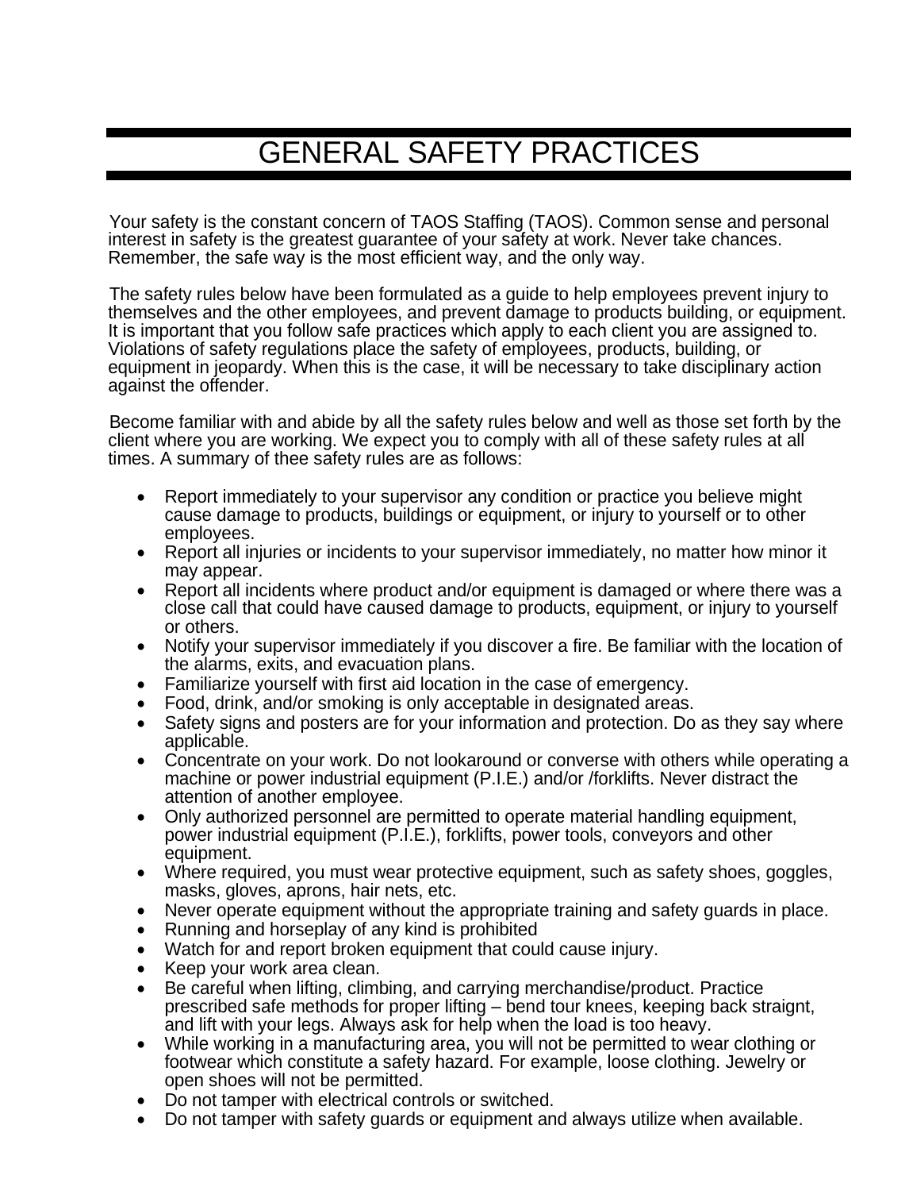# GENERAL SAFETY PRACTICES

Your safety is the constant concern of TAOS Staffing (TAOS). Common sense and personal interest in safety is the greatest guarantee of your safety at work. Never take chances. Remember, the safe way is the most efficient way, and the only way.

The safety rules below have been formulated as a guide to help employees prevent injury to themselves and the other employees, and prevent damage to products building, or equipment. It is important that you follow safe practices which apply to each client you are assigned to. Violations of safety regulations place the safety of employees, products, building, or equipment in jeopardy. When this is the case, it will be necessary to take disciplinary action against the offender.

Become familiar with and abide by all the safety rules below and well as those set forth by the client where you are working. We expect you to comply with all of these safety rules at all times. A summary of thee safety rules are as follows:

- Report immediately to your supervisor any condition or practice you believe might cause damage to products, buildings or equipment, or injury to yourself or to other employees.
- Report all injuries or incidents to your supervisor immediately, no matter how minor it may appear.
- Report all incidents where product and/or equipment is damaged or where there was a close call that could have caused damage to products, equipment, or injury to yourself or others.
- Notify your supervisor immediately if you discover a fire. Be familiar with the location of the alarms, exits, and evacuation plans.
- Familiarize yourself with first aid location in the case of emergency.
- Food, drink, and/or smoking is only acceptable in designated areas.
- Safety signs and posters are for your information and protection. Do as they say where applicable.
- Concentrate on your work. Do not lookaround or converse with others while operating a machine or power industrial equipment (P.I.E.) and/or /forklifts. Never distract the attention of another employee.
- Only authorized personnel are permitted to operate material handling equipment, power industrial equipment (P.I.E.), forklifts, power tools, conveyors and other equipment.
- Where required, you must wear protective equipment, such as safety shoes, goggles, masks, gloves, aprons, hair nets, etc.
- Never operate equipment without the appropriate training and safety guards in place.
- Running and horseplay of any kind is prohibited
- Watch for and report broken equipment that could cause injury.
- Keep your work area clean.
- Be careful when lifting, climbing, and carrying merchandise/product. Practice prescribed safe methods for proper lifting – bend tour knees, keeping back straignt, and lift with your legs. Always ask for help when the load is too heavy.
- While working in a manufacturing area, you will not be permitted to wear clothing or footwear which constitute a safety hazard. For example, loose clothing. Jewelry or open shoes will not be permitted.
- Do not tamper with electrical controls or switched.
- Do not tamper with safety guards or equipment and always utilize when available.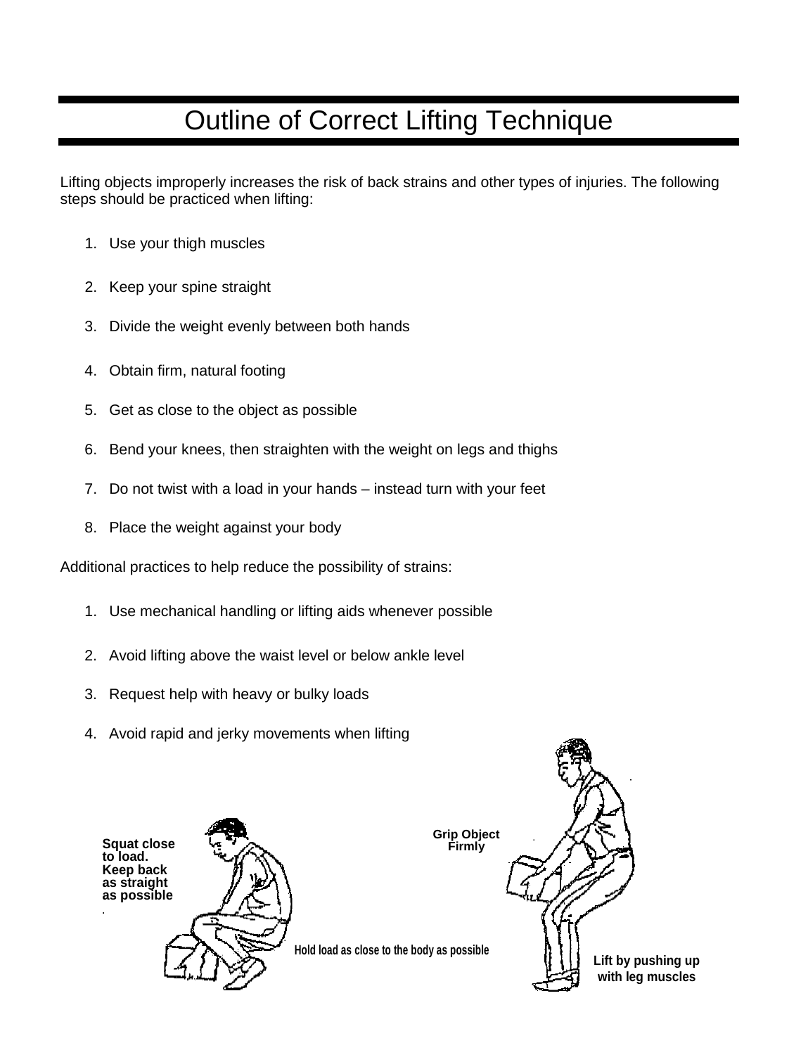# Outline of Correct Lifting Technique

Lifting objects improperly increases the risk of back strains and other types of injuries. The following steps should be practiced when lifting:

1. Use your thigh muscles
2. Keep your spine straight
3. Divide the weight evenly between both hands
4. Obtain firm, natural footing
5. Get as close to the object as possible
6. Bend your knees, then straighten with the weight on legs and thighs
7. Do not twist with a load in your hands – instead turn with your feet
8. Place the weight against your body

Additional practices to help reduce the possibility of strains:

1. Use mechanical handling or lifting aids whenever possible
2. Avoid lifting above the waist level or below ankle level
3. Request help with heavy or bulky loads
4. Avoid rapid and jerky movements when lifting

**Squat close to load. Keep back as straight as possible**

**Hold load as close to the body as possible**

**Grip Object Firmly**

**Lift by pushing up with leg muscles**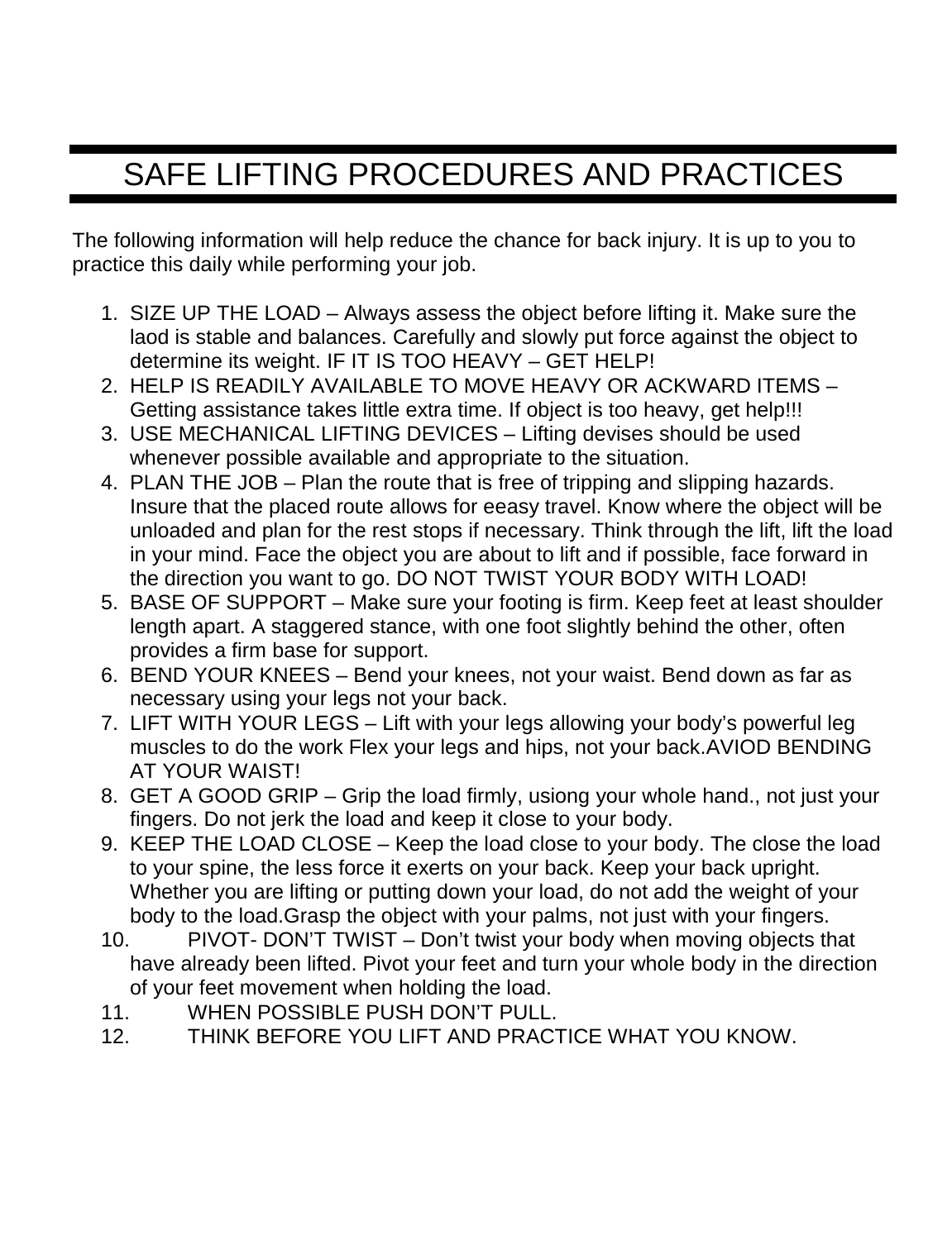# SAFE LIFTING PROCEDURES AND PRACTICES

The following information will help reduce the chance for back injury. It is up to you to practice this daily while performing your job.

1. SIZE UP THE LOAD – Always assess the object before lifting it. Make sure the laod is stable and balances. Carefully and slowly put force against the object to determine its weight. IF IT IS TOO HEAVY – GET HELP!
2. HELP IS READILY AVAILABLE TO MOVE HEAVY OR ACKWARD ITEMS – Getting assistance takes little extra time. If object is too heavy, get help!!!
3. USE MECHANICAL LIFTING DEVICES – Lifting devises should be used whenever possible available and appropriate to the situation.
4. PLAN THE JOB – Plan the route that is free of tripping and slipping hazards. Insure that the placed route allows for eeasy travel. Know where the object will be unloaded and plan for the rest stops if necessary. Think through the lift, lift the load in your mind. Face the object you are about to lift and if possible, face forward in the direction you want to go. DO NOT TWIST YOUR BODY WITH LOAD!
5. BASE OF SUPPORT – Make sure your footing is firm. Keep feet at least shoulder length apart. A staggered stance, with one foot slightly behind the other, often provides a firm base for support.
6. BEND YOUR KNEES – Bend your knees, not your waist. Bend down as far as necessary using your legs not your back.
7. LIFT WITH YOUR LEGS – Lift with your legs allowing your body's powerful leg muscles to do the work Flex your legs and hips, not your back.AVIOD BENDING AT YOUR WAIST!
8. GET A GOOD GRIP – Grip the load firmly, usiong your whole hand., not just your fingers. Do not jerk the load and keep it close to your body.
9. KEEP THE LOAD CLOSE – Keep the load close to your body. The close the load to your spine, the less force it exerts on your back. Keep your back upright. Whether you are lifting or putting down your load, do not add the weight of your body to the load.Grasp the object with your palms, not just with your fingers.
10. PIVOT- DON'T TWIST – Don't twist your body when moving objects that have already been lifted. Pivot your feet and turn your whole body in the direction of your feet movement when holding the load.
11. WHEN POSSIBLE PUSH DON'T PULL.
12. THINK BEFORE YOU LIFT AND PRACTICE WHAT YOU KNOW.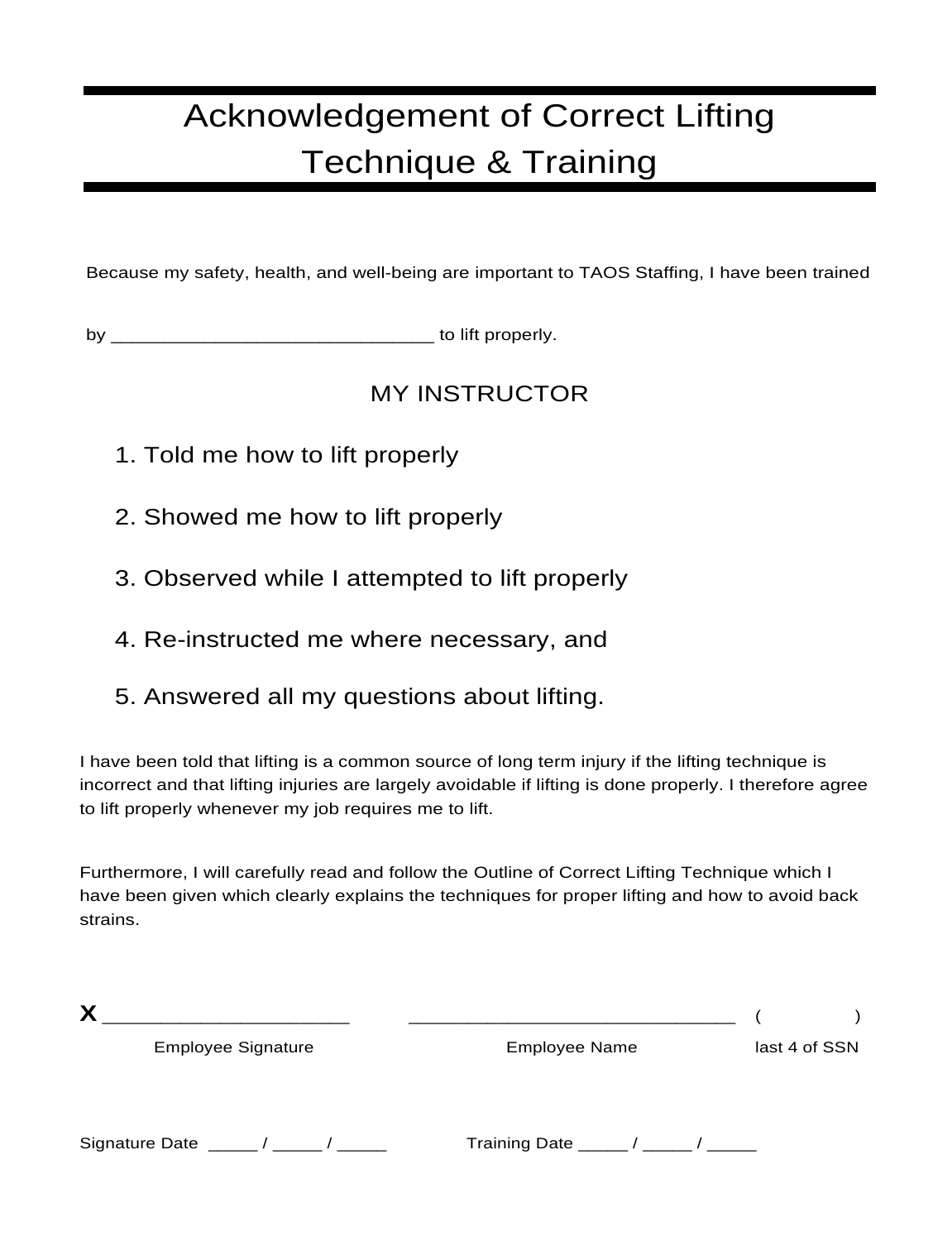# Acknowledgement of Correct Lifting Technique & Training

Because my safety, health, and well-being are important to TAOS Staffing, I have been trained

by _______________________________ to lift properly.

MY INSTRUCTOR

1. Told me how to lift properly
2. Showed me how to lift properly
3. Observed while I attempted to lift properly
4. Re-instructed me where necessary, and
5. Answered all my questions about lifting.

I have been told that lifting is a common source of long term injury if the lifting technique is incorrect and that lifting injuries are largely avoidable if lifting is done properly. I therefore agree to lift properly whenever my job requires me to lift.

Furthermore, I will carefully read and follow the Outline of Correct Lifting Technique which I have been given which clearly explains the techniques for proper lifting and how to avoid back strains.

X _______________________ _______________________________ (          )

Employee Signature Employee Name last 4 of SSN

Signature Date _____ / _____ / _____ Training Date _____ / _____ / _____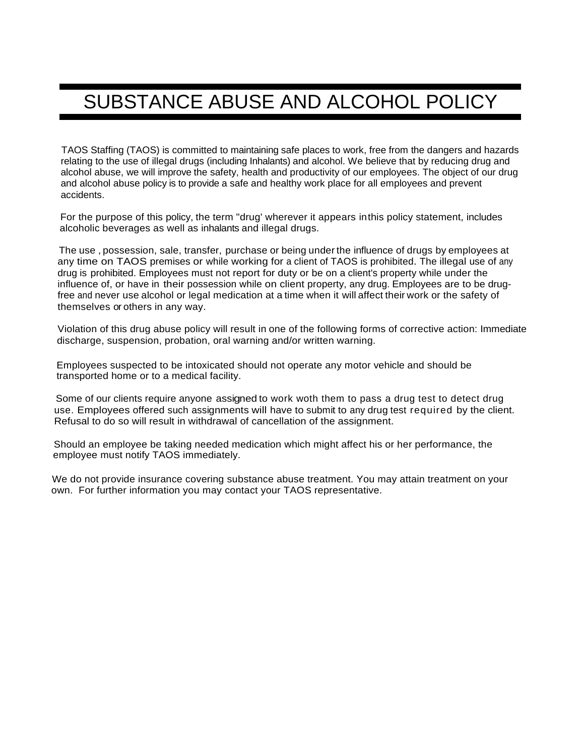# SUBSTANCE ABUSE AND ALCOHOL POLICY

TAOS Staffing (TAOS) is committed to maintaining safe places to work, free from the dangers and hazards relating to the use of illegal drugs (including Inhalants) and alcohol. We believe that by reducing drug and alcohol abuse, we will improve the safety, health and productivity of our employees. The object of our drug and alcohol abuse policy is to provide a safe and healthy work place for all employees and prevent accidents.

For the purpose of this policy, the term "drug' wherever it appears inthis policy statement, includes alcoholic beverages as well as inhalants and illegal drugs.

The use , possession, sale, transfer, purchase or being under the influence of drugs by employees at any time on TAOS premises or while working for a client of TAOS is prohibited. The illegal use of any drug is prohibited. Employees must not report for duty or be on a client's property while under the influence of, or have in their possession while on client property, any drug. Employees are to be drug-free and never use alcohol or legal medication at a time when it will affect their work or the safety of themselves or others in any way.

Violation of this drug abuse policy will result in one of the following forms of corrective action: Immediate discharge, suspension, probation, oral warning and/or written warning.

Employees suspected to be intoxicated should not operate any motor vehicle and should be transported home or to a medical facility.

Some of our clients require anyone assigned to work woth them to pass a drug test to detect drug use. Employees offered such assignments will have to submit to any drug test required by the client. Refusal to do so will result in withdrawal of cancellation of the assignment.

Should an employee be taking needed medication which might affect his or her performance, the employee must notify TAOS immediately.

We do not provide insurance covering substance abuse treatment. You may attain treatment on your own. For further information you may contact your TAOS representative.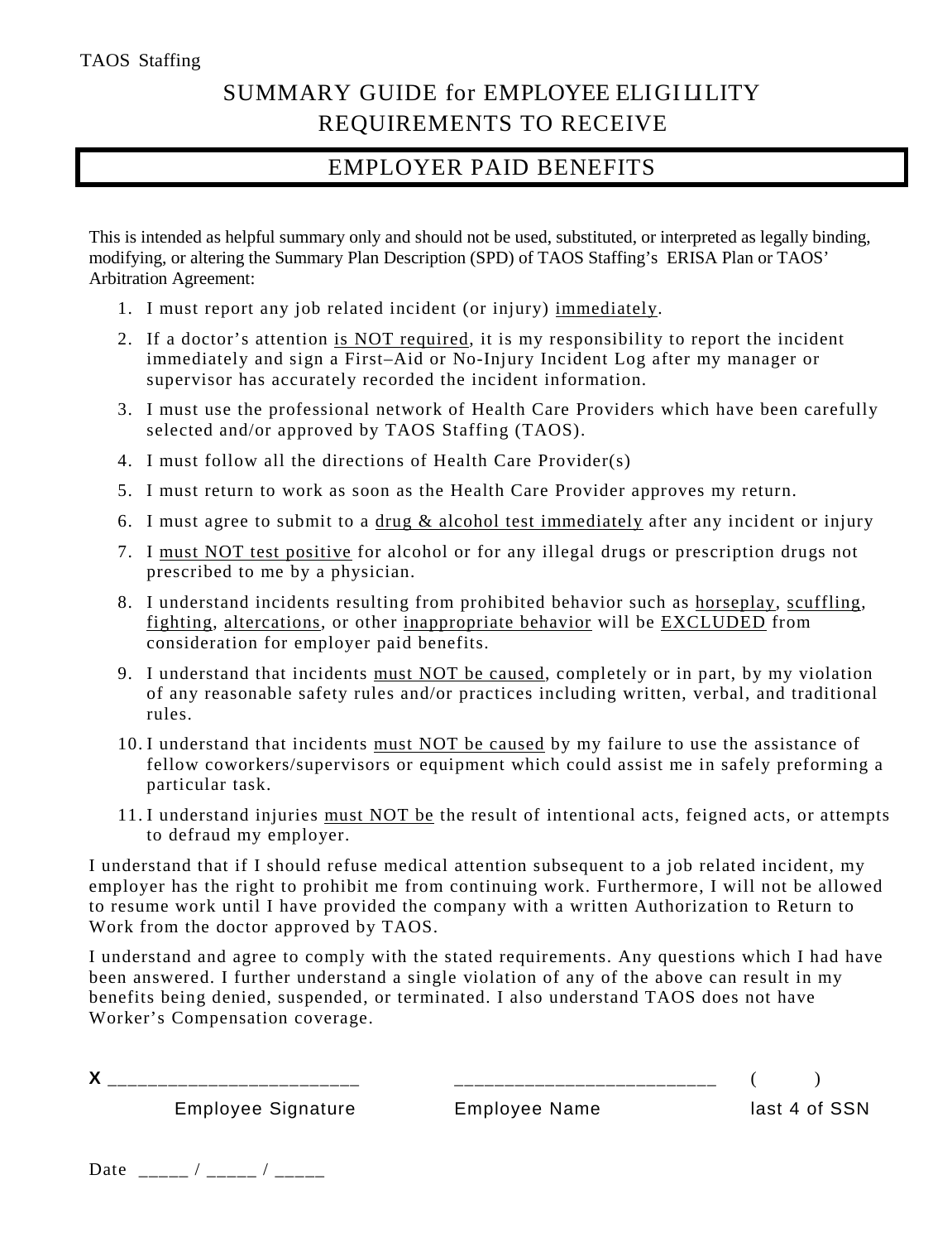TAOS Staffing

# SUMMARY GUIDE for EMPLOYEE ELIGIILITY REQUIREMENTS TO RECEIVE

## EMPLOYER PAID BENEFITS

This is intended as helpful summary only and should not be used, substituted, or interpreted as legally binding, modifying, or altering the Summary Plan Description (SPD) of TAOS Staffing's ERISA Plan or TAOS' Arbitration Agreement:

1. I must report any job related incident (or injury) immediately.
2. If a doctor's attention is NOT required, it is my responsibility to report the incident immediately and sign a First–Aid or No-Injury Incident Log after my manager or supervisor has accurately recorded the incident information.
3. I must use the professional network of Health Care Providers which have been carefully selected and/or approved by TAOS Staffing (TAOS).
4. I must follow all the directions of Health Care Provider(s)
5. I must return to work as soon as the Health Care Provider approves my return.
6. I must agree to submit to a drug & alcohol test immediately after any incident or injury
7. I must NOT test positive for alcohol or for any illegal drugs or prescription drugs not prescribed to me by a physician.
8. I understand incidents resulting from prohibited behavior such as horseplay, scuffling, fighting, altercations, or other inappropriate behavior will be EXCLUDED from consideration for employer paid benefits.
9. I understand that incidents must NOT be caused, completely or in part, by my violation of any reasonable safety rules and/or practices including written, verbal, and traditional rules.
10. I understand that incidents must NOT be caused by my failure to use the assistance of fellow coworkers/supervisors or equipment which could assist me in safely preforming a particular task.
11. I understand injuries must NOT be the result of intentional acts, feigned acts, or attempts to defraud my employer.

I understand that if I should refuse medical attention subsequent to a job related incident, my employer has the right to prohibit me from continuing work. Furthermore, I will not be allowed to resume work until I have provided the company with a written Authorization to Return to Work from the doctor approved by TAOS.

I understand and agree to comply with the stated requirements. Any questions which I had have been answered. I further understand a single violation of any of the above can result in my benefits being denied, suspended, or terminated. I also understand TAOS does not have Worker's Compensation coverage.

**X** ________________________ &nbsp;&nbsp;&nbsp; ________________________ &nbsp;&nbsp;&nbsp; (        )

Employee Signature &nbsp;&nbsp;&nbsp; Employee Name &nbsp;&nbsp;&nbsp; last 4 of SSN

Date _____ / _____ / _____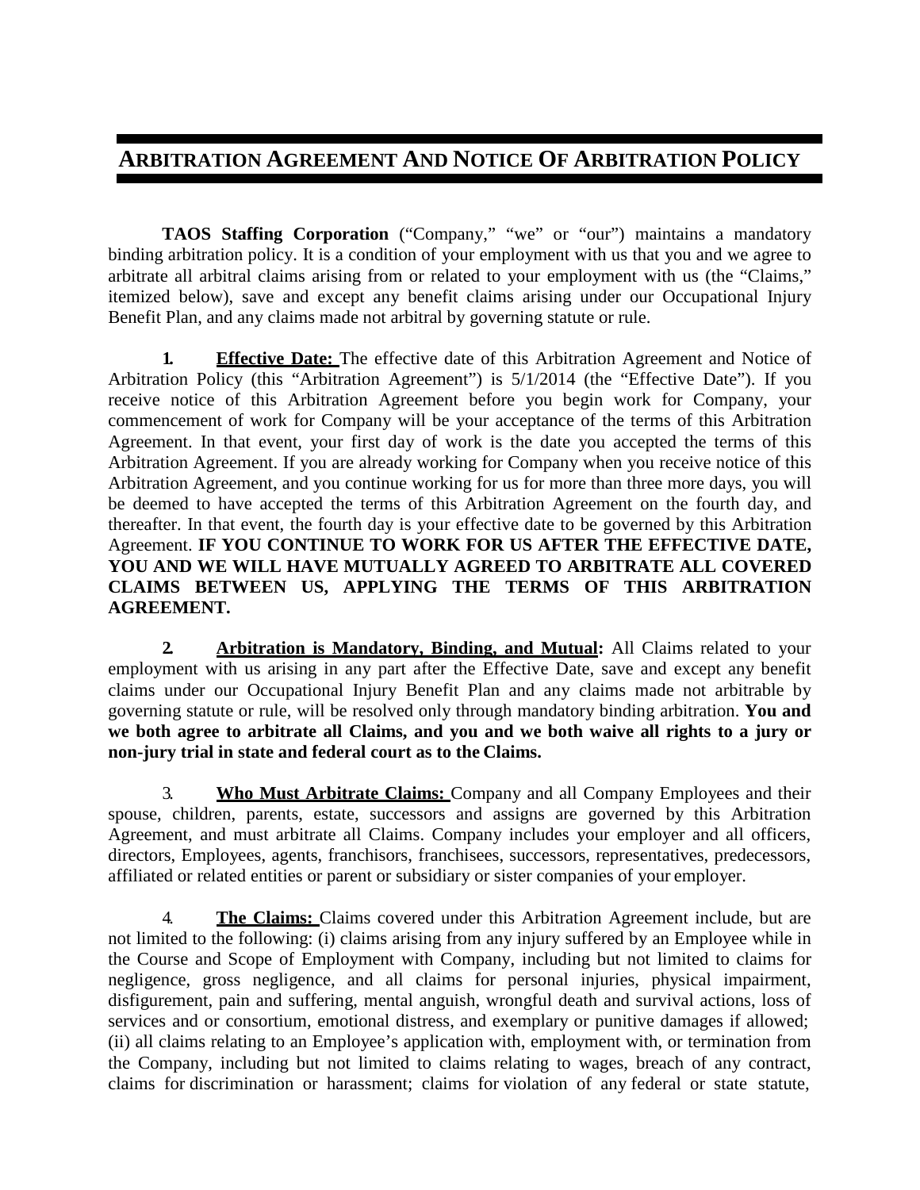# ARBITRATION AGREEMENT AND NOTICE OF ARBITRATION POLICY

**TAOS Staffing Corporation** ("Company," "we" or "our") maintains a mandatory binding arbitration policy. It is a condition of your employment with us that you and we agree to arbitrate all arbitral claims arising from or related to your employment with us (the "Claims," itemized below), save and except any benefit claims arising under our Occupational Injury Benefit Plan, and any claims made not arbitral by governing statute or rule.

**1.** **Effective Date:** The effective date of this Arbitration Agreement and Notice of Arbitration Policy (this "Arbitration Agreement") is 5/1/2014 (the "Effective Date"). If you receive notice of this Arbitration Agreement before you begin work for Company, your commencement of work for Company will be your acceptance of the terms of this Arbitration Agreement. In that event, your first day of work is the date you accepted the terms of this Arbitration Agreement. If you are already working for Company when you receive notice of this Arbitration Agreement, and you continue working for us for more than three more days, you will be deemed to have accepted the terms of this Arbitration Agreement on the fourth day, and thereafter. In that event, the fourth day is your effective date to be governed by this Arbitration Agreement. **IF YOU CONTINUE TO WORK FOR US AFTER THE EFFECTIVE DATE, YOU AND WE WILL HAVE MUTUALLY AGREED TO ARBITRATE ALL COVERED CLAIMS BETWEEN US, APPLYING THE TERMS OF THIS ARBITRATION AGREEMENT.**

**2.** **Arbitration is Mandatory, Binding, and Mutual:** All Claims related to your employment with us arising in any part after the Effective Date, save and except any benefit claims under our Occupational Injury Benefit Plan and any claims made not arbitrable by governing statute or rule, will be resolved only through mandatory binding arbitration. **You and we both agree to arbitrate all Claims, and you and we both waive all rights to a jury or non-jury trial in state and federal court as to the Claims.**

3. **Who Must Arbitrate Claims:** Company and all Company Employees and their spouse, children, parents, estate, successors and assigns are governed by this Arbitration Agreement, and must arbitrate all Claims. Company includes your employer and all officers, directors, Employees, agents, franchisors, franchisees, successors, representatives, predecessors, affiliated or related entities or parent or subsidiary or sister companies of your employer.

4. **The Claims:** Claims covered under this Arbitration Agreement include, but are not limited to the following: (i) claims arising from any injury suffered by an Employee while in the Course and Scope of Employment with Company, including but not limited to claims for negligence, gross negligence, and all claims for personal injuries, physical impairment, disfigurement, pain and suffering, mental anguish, wrongful death and survival actions, loss of services and or consortium, emotional distress, and exemplary or punitive damages if allowed; (ii) all claims relating to an Employee's application with, employment with, or termination from the Company, including but not limited to claims relating to wages, breach of any contract, claims for discrimination or harassment; claims for violation of any federal or state statute,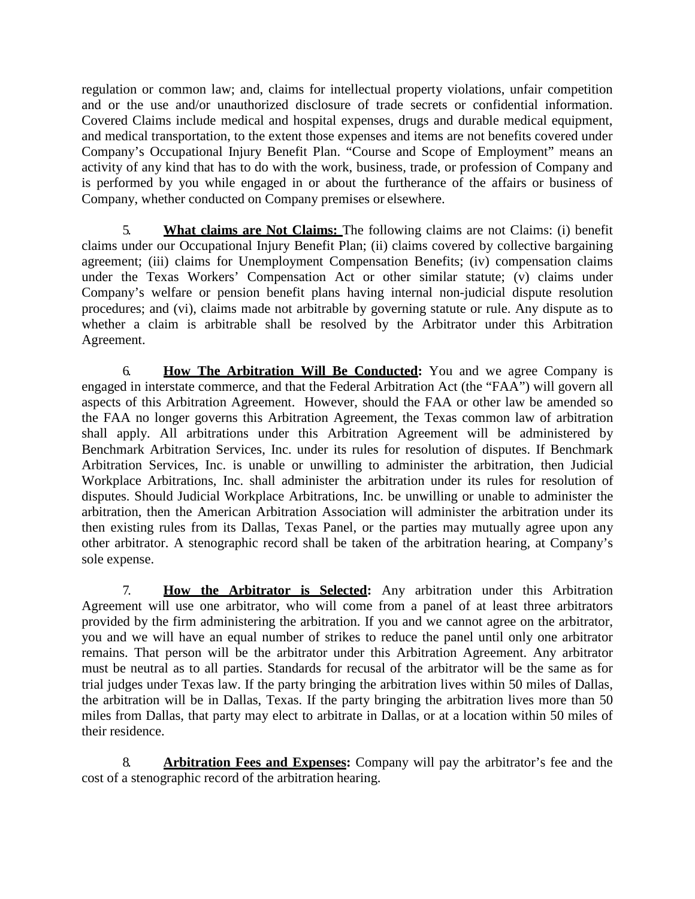regulation or common law; and, claims for intellectual property violations, unfair competition and or the use and/or unauthorized disclosure of trade secrets or confidential information. Covered Claims include medical and hospital expenses, drugs and durable medical equipment, and medical transportation, to the extent those expenses and items are not benefits covered under Company's Occupational Injury Benefit Plan. "Course and Scope of Employment" means an activity of any kind that has to do with the work, business, trade, or profession of Company and is performed by you while engaged in or about the furtherance of the affairs or business of Company, whether conducted on Company premises or elsewhere.

5. **What claims are Not Claims:** The following claims are not Claims: (i) benefit claims under our Occupational Injury Benefit Plan; (ii) claims covered by collective bargaining agreement; (iii) claims for Unemployment Compensation Benefits; (iv) compensation claims under the Texas Workers' Compensation Act or other similar statute; (v) claims under Company's welfare or pension benefit plans having internal non-judicial dispute resolution procedures; and (vi), claims made not arbitrable by governing statute or rule. Any dispute as to whether a claim is arbitrable shall be resolved by the Arbitrator under this Arbitration Agreement.

6. **How The Arbitration Will Be Conducted:** You and we agree Company is engaged in interstate commerce, and that the Federal Arbitration Act (the "FAA") will govern all aspects of this Arbitration Agreement. However, should the FAA or other law be amended so the FAA no longer governs this Arbitration Agreement, the Texas common law of arbitration shall apply. All arbitrations under this Arbitration Agreement will be administered by Benchmark Arbitration Services, Inc. under its rules for resolution of disputes. If Benchmark Arbitration Services, Inc. is unable or unwilling to administer the arbitration, then Judicial Workplace Arbitrations, Inc. shall administer the arbitration under its rules for resolution of disputes. Should Judicial Workplace Arbitrations, Inc. be unwilling or unable to administer the arbitration, then the American Arbitration Association will administer the arbitration under its then existing rules from its Dallas, Texas Panel, or the parties may mutually agree upon any other arbitrator. A stenographic record shall be taken of the arbitration hearing, at Company's sole expense.

7. **How the Arbitrator is Selected:** Any arbitration under this Arbitration Agreement will use one arbitrator, who will come from a panel of at least three arbitrators provided by the firm administering the arbitration. If you and we cannot agree on the arbitrator, you and we will have an equal number of strikes to reduce the panel until only one arbitrator remains. That person will be the arbitrator under this Arbitration Agreement. Any arbitrator must be neutral as to all parties. Standards for recusal of the arbitrator will be the same as for trial judges under Texas law. If the party bringing the arbitration lives within 50 miles of Dallas, the arbitration will be in Dallas, Texas. If the party bringing the arbitration lives more than 50 miles from Dallas, that party may elect to arbitrate in Dallas, or at a location within 50 miles of their residence.

8. **Arbitration Fees and Expenses:** Company will pay the arbitrator's fee and the cost of a stenographic record of the arbitration hearing.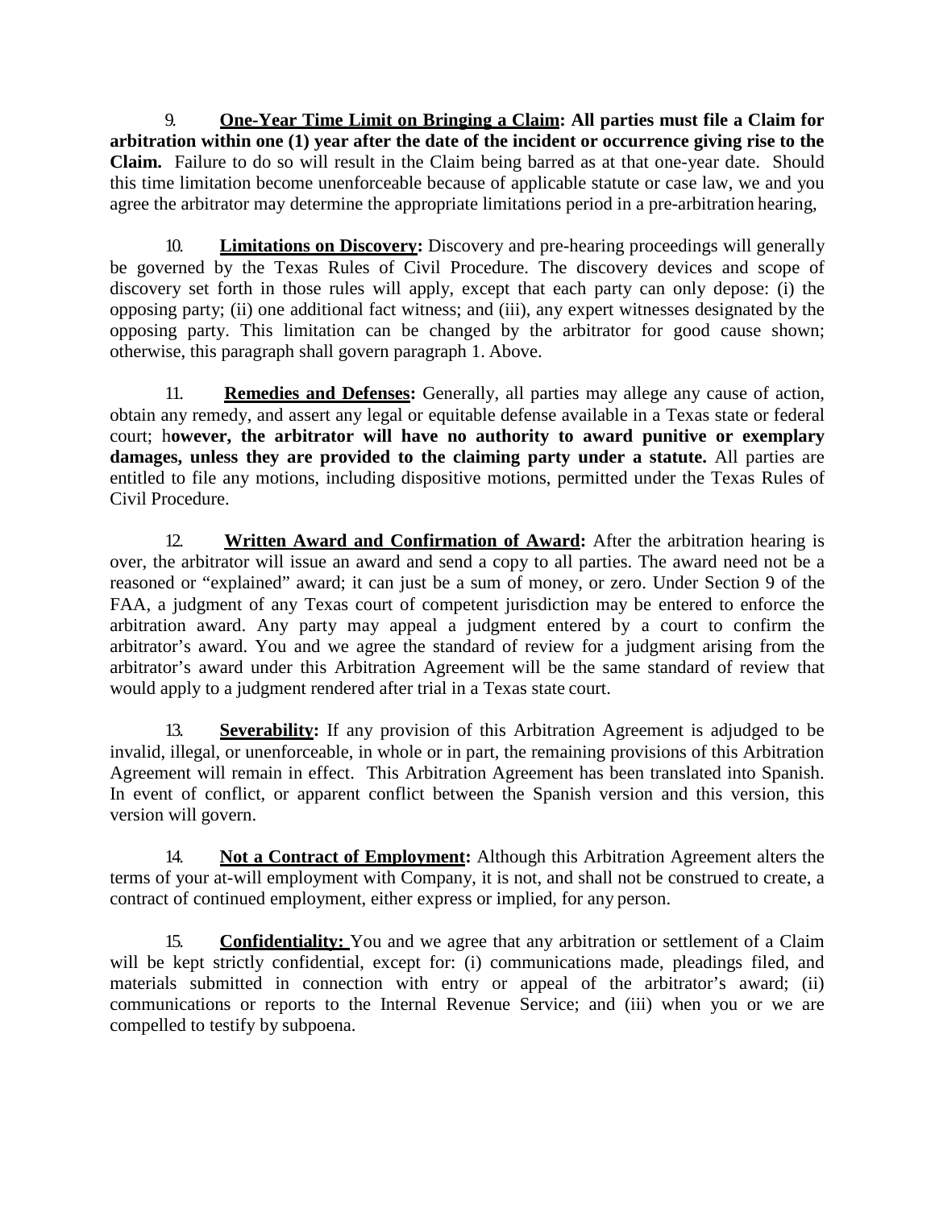9. **<u>One-Year Time Limit on Bringing a Claim</u>: All parties must file a Claim for arbitration within one (1) year after the date of the incident or occurrence giving rise to the Claim.** Failure to do so will result in the Claim being barred as at that one-year date. Should this time limitation become unenforceable because of applicable statute or case law, we and you agree the arbitrator may determine the appropriate limitations period in a pre-arbitration hearing,

10. **<u>Limitations on Discovery</u>:** Discovery and pre-hearing proceedings will generally be governed by the Texas Rules of Civil Procedure. The discovery devices and scope of discovery set forth in those rules will apply, except that each party can only depose: (i) the opposing party; (ii) one additional fact witness; and (iii), any expert witnesses designated by the opposing party. This limitation can be changed by the arbitrator for good cause shown; otherwise, this paragraph shall govern paragraph 1. Above.

11. **<u>Remedies and Defenses</u>:** Generally, all parties may allege any cause of action, obtain any remedy, and assert any legal or equitable defense available in a Texas state or federal court; h**owever, the arbitrator will have no authority to award punitive or exemplary damages, unless they are provided to the claiming party under a statute.** All parties are entitled to file any motions, including dispositive motions, permitted under the Texas Rules of Civil Procedure.

12. **<u>Written Award and Confirmation of Award</u>:** After the arbitration hearing is over, the arbitrator will issue an award and send a copy to all parties. The award need not be a reasoned or "explained" award; it can just be a sum of money, or zero. Under Section 9 of the FAA, a judgment of any Texas court of competent jurisdiction may be entered to enforce the arbitration award. Any party may appeal a judgment entered by a court to confirm the arbitrator's award. You and we agree the standard of review for a judgment arising from the arbitrator's award under this Arbitration Agreement will be the same standard of review that would apply to a judgment rendered after trial in a Texas state court.

13. **<u>Severability</u>:** If any provision of this Arbitration Agreement is adjudged to be invalid, illegal, or unenforceable, in whole or in part, the remaining provisions of this Arbitration Agreement will remain in effect. This Arbitration Agreement has been translated into Spanish. In event of conflict, or apparent conflict between the Spanish version and this version, this version will govern.

14. **<u>Not a Contract of Employment</u>:** Although this Arbitration Agreement alters the terms of your at-will employment with Company, it is not, and shall not be construed to create, a contract of continued employment, either express or implied, for any person.

15. **<u>Confidentiality:</u>** You and we agree that any arbitration or settlement of a Claim will be kept strictly confidential, except for: (i) communications made, pleadings filed, and materials submitted in connection with entry or appeal of the arbitrator's award; (ii) communications or reports to the Internal Revenue Service; and (iii) when you or we are compelled to testify by subpoena.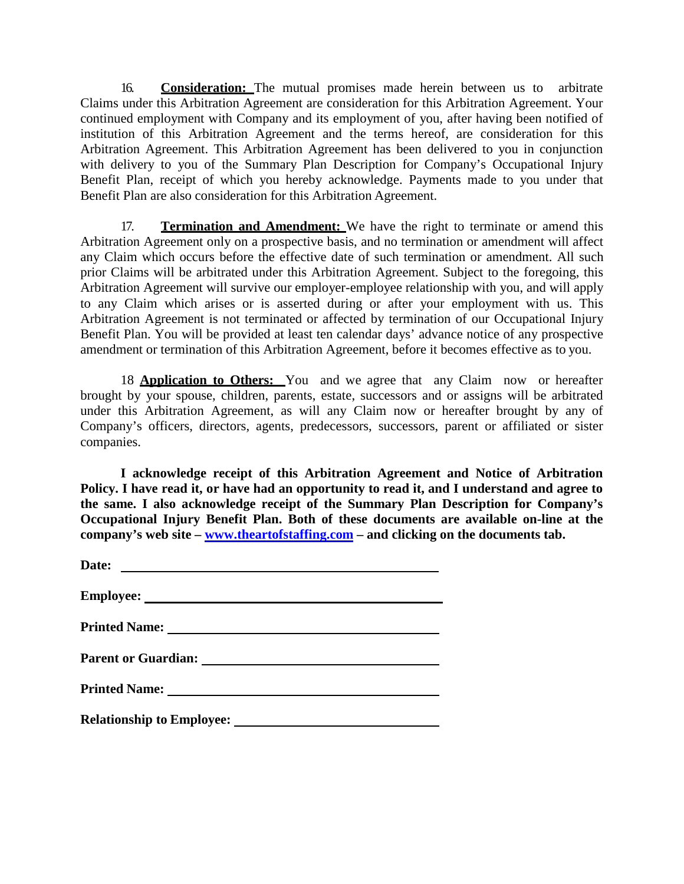16. **Consideration:** The mutual promises made herein between us to arbitrate Claims under this Arbitration Agreement are consideration for this Arbitration Agreement. Your continued employment with Company and its employment of you, after having been notified of institution of this Arbitration Agreement and the terms hereof, are consideration for this Arbitration Agreement. This Arbitration Agreement has been delivered to you in conjunction with delivery to you of the Summary Plan Description for Company's Occupational Injury Benefit Plan, receipt of which you hereby acknowledge. Payments made to you under that Benefit Plan are also consideration for this Arbitration Agreement.

17. **Termination and Amendment:** We have the right to terminate or amend this Arbitration Agreement only on a prospective basis, and no termination or amendment will affect any Claim which occurs before the effective date of such termination or amendment. All such prior Claims will be arbitrated under this Arbitration Agreement. Subject to the foregoing, this Arbitration Agreement will survive our employer-employee relationship with you, and will apply to any Claim which arises or is asserted during or after your employment with us. This Arbitration Agreement is not terminated or affected by termination of our Occupational Injury Benefit Plan. You will be provided at least ten calendar days' advance notice of any prospective amendment or termination of this Arbitration Agreement, before it becomes effective as to you.

18 **Application to Others:** You and we agree that any Claim now or hereafter brought by your spouse, children, parents, estate, successors and or assigns will be arbitrated under this Arbitration Agreement, as will any Claim now or hereafter brought by any of Company's officers, directors, agents, predecessors, successors, parent or affiliated or sister companies.

**I acknowledge receipt of this Arbitration Agreement and Notice of Arbitration Policy. I have read it, or have had an opportunity to read it, and I understand and agree to the same. I also acknowledge receipt of the Summary Plan Description for Company's Occupational Injury Benefit Plan. Both of these documents are available on-line at the company's web site – [www.theartofstaffing.com](http://www.theartofstaffing.com) – and clicking on the documents tab.**

**Date:** ______________________________

**Employee:** ______________________________

**Printed Name:** ______________________________

**Parent or Guardian:** ______________________________

**Printed Name:** ______________________________

**Relationship to Employee:** ______________________________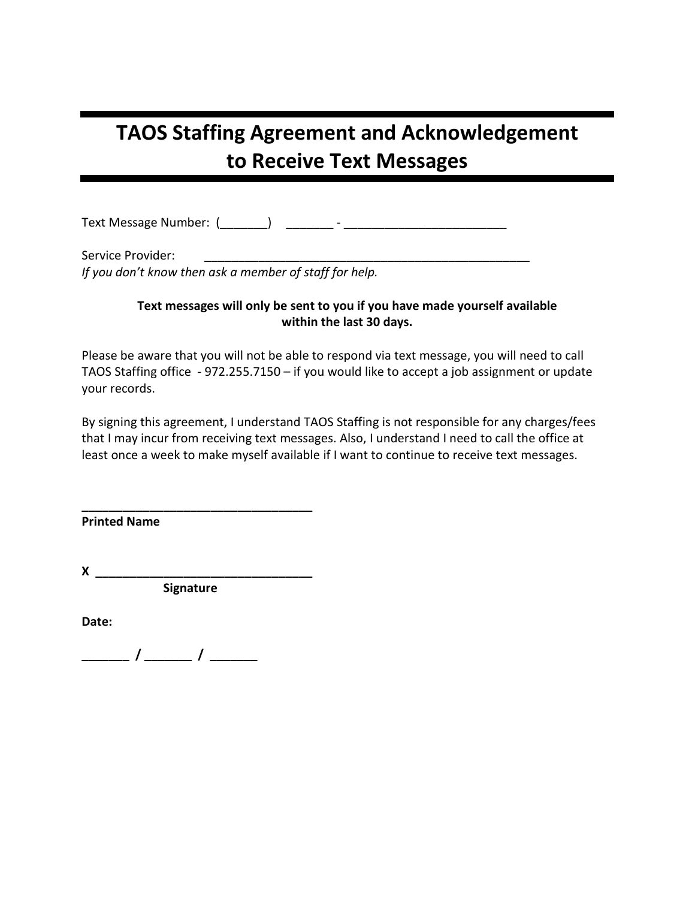# TAOS Staffing Agreement and Acknowledgement to Receive Text Messages

Text Message Number: (_______) _______ - ________________________

Service Provider: __________________________________________________

*If you don't know then ask a member of staff for help.*

**Text messages will only be sent to you if you have made yourself available within the last 30 days.**

Please be aware that you will not be able to respond via text message, you will need to call TAOS Staffing office - 972.255.7150 – if you would like to accept a job assignment or update your records.

By signing this agreement, I understand TAOS Staffing is not responsible for any charges/fees that I may incur from receiving text messages. Also, I understand I need to call the office at least once a week to make myself available if I want to continue to receive text messages.

**___________________________________**
**Printed Name**

**X _______________________________**
**Signature**

**Date:**

**______ / ______ / ______**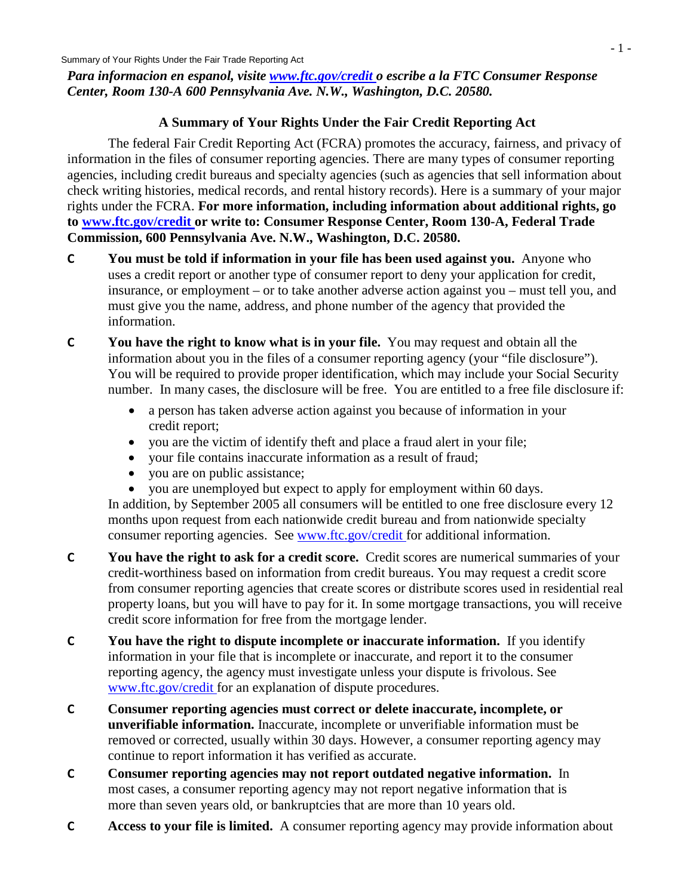*Para informacion en espanol, visite [www.ftc.gov/credit](http://www.ftc.gov/credit) o escribe a la FTC Consumer Response Center, Room 130-A 600 Pennsylvania Ave. N.W., Washington, D.C. 20580.*

## A Summary of Your Rights Under the Fair Credit Reporting Act

The federal Fair Credit Reporting Act (FCRA) promotes the accuracy, fairness, and privacy of information in the files of consumer reporting agencies. There are many types of consumer reporting agencies, including credit bureaus and specialty agencies (such as agencies that sell information about check writing histories, medical records, and rental history records). Here is a summary of your major rights under the FCRA. **For more information, including information about additional rights, go to [www.ftc.gov/credit](http://www.ftc.gov/credit) or write to: Consumer Response Center, Room 130-A, Federal Trade Commission, 600 Pennsylvania Ave. N.W., Washington, D.C. 20580.**

- **You must be told if information in your file has been used against you.** Anyone who uses a credit report or another type of consumer report to deny your application for credit, insurance, or employment – or to take another adverse action against you – must tell you, and must give you the name, address, and phone number of the agency that provided the information.
- **You have the right to know what is in your file.** You may request and obtain all the information about you in the files of a consumer reporting agency (your "file disclosure"). You will be required to provide proper identification, which may include your Social Security number. In many cases, the disclosure will be free. You are entitled to a free file disclosure if:
  - a person has taken adverse action against you because of information in your credit report;
  - you are the victim of identify theft and place a fraud alert in your file;
  - your file contains inaccurate information as a result of fraud;
  - you are on public assistance;
  - you are unemployed but expect to apply for employment within 60 days.

  In addition, by September 2005 all consumers will be entitled to one free disclosure every 12 months upon request from each nationwide credit bureau and from nationwide specialty consumer reporting agencies. See [www.ftc.gov/credit](http://www.ftc.gov/credit) for additional information.
- **You have the right to ask for a credit score.** Credit scores are numerical summaries of your credit-worthiness based on information from credit bureaus. You may request a credit score from consumer reporting agencies that create scores or distribute scores used in residential real property loans, but you will have to pay for it. In some mortgage transactions, you will receive credit score information for free from the mortgage lender.
- **You have the right to dispute incomplete or inaccurate information.** If you identify information in your file that is incomplete or inaccurate, and report it to the consumer reporting agency, the agency must investigate unless your dispute is frivolous. See [www.ftc.gov/credit](http://www.ftc.gov/credit) for an explanation of dispute procedures.
- **Consumer reporting agencies must correct or delete inaccurate, incomplete, or unverifiable information.** Inaccurate, incomplete or unverifiable information must be removed or corrected, usually within 30 days. However, a consumer reporting agency may continue to report information it has verified as accurate.
- **Consumer reporting agencies may not report outdated negative information.** In most cases, a consumer reporting agency may not report negative information that is more than seven years old, or bankruptcies that are more than 10 years old.
- **Access to your file is limited.** A consumer reporting agency may provide information about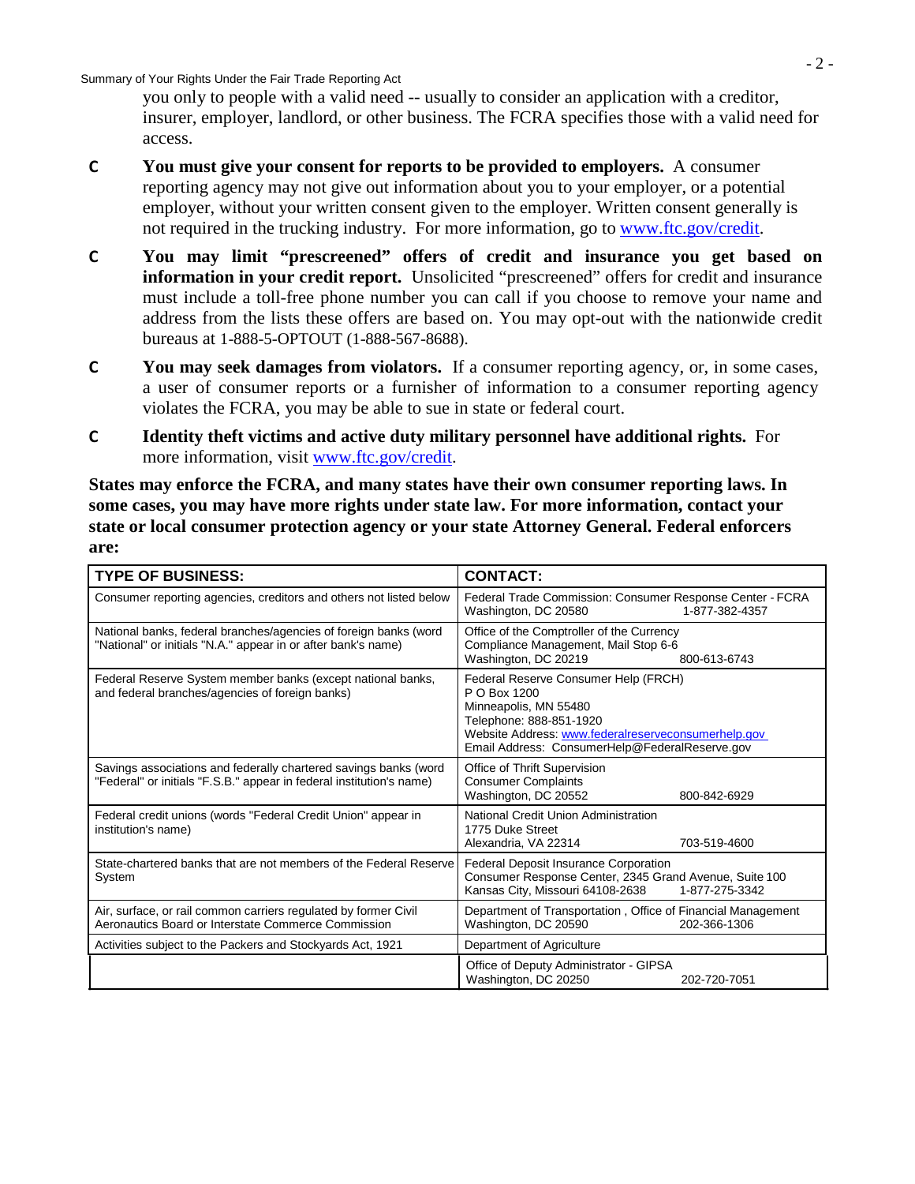you only to people with a valid need -- usually to consider an application with a creditor, insurer, employer, landlord, or other business. The FCRA specifies those with a valid need for access.

- **You must give your consent for reports to be provided to employers.** A consumer reporting agency may not give out information about you to your employer, or a potential employer, without your written consent given to the employer. Written consent generally is not required in the trucking industry. For more information, go to www.ftc.gov/credit.
- **You may limit "prescreened" offers of credit and insurance you get based on information in your credit report.** Unsolicited "prescreened" offers for credit and insurance must include a toll-free phone number you can call if you choose to remove your name and address from the lists these offers are based on. You may opt-out with the nationwide credit bureaus at 1-888-5-OPTOUT (1-888-567-8688).
- **You may seek damages from violators.** If a consumer reporting agency, or, in some cases, a user of consumer reports or a furnisher of information to a consumer reporting agency violates the FCRA, you may be able to sue in state or federal court.
- **Identity theft victims and active duty military personnel have additional rights.** For more information, visit www.ftc.gov/credit.

**States may enforce the FCRA, and many states have their own consumer reporting laws. In some cases, you may have more rights under state law. For more information, contact your state or local consumer protection agency or your state Attorney General. Federal enforcers are:**

| TYPE OF BUSINESS: | CONTACT: |
|---|---|
| Consumer reporting agencies, creditors and others not listed below | Federal Trade Commission: Consumer Response Center - FCRA<br>Washington, DC 20580 1-877-382-4357 |
| National banks, federal branches/agencies of foreign banks (word "National" or initials "N.A." appear in or after bank's name) | Office of the Comptroller of the Currency<br>Compliance Management, Mail Stop 6-6<br>Washington, DC 20219 800-613-6743 |
| Federal Reserve System member banks (except national banks, and federal branches/agencies of foreign banks) | Federal Reserve Consumer Help (FRCH)<br>P O Box 1200<br>Minneapolis, MN 55480<br>Telephone: 888-851-1920<br>Website Address: www.federalreserveconsumerhelp.gov<br>Email Address: ConsumerHelp@FederalReserve.gov |
| Savings associations and federally chartered savings banks (word "Federal" or initials "F.S.B." appear in federal institution's name) | Office of Thrift Supervision<br>Consumer Complaints<br>Washington, DC 20552 800-842-6929 |
| Federal credit unions (words "Federal Credit Union" appear in institution's name) | National Credit Union Administration<br>1775 Duke Street<br>Alexandria, VA 22314 703-519-4600 |
| State-chartered banks that are not members of the Federal Reserve System | Federal Deposit Insurance Corporation<br>Consumer Response Center, 2345 Grand Avenue, Suite 100<br>Kansas City, Missouri 64108-2638 1-877-275-3342 |
| Air, surface, or rail common carriers regulated by former Civil Aeronautics Board or Interstate Commerce Commission | Department of Transportation , Office of Financial Management<br>Washington, DC 20590 202-366-1306 |
| Activities subject to the Packers and Stockyards Act, 1921 | Department of Agriculture |
| | Office of Deputy Administrator - GIPSA<br>Washington, DC 20250 202-720-7051 |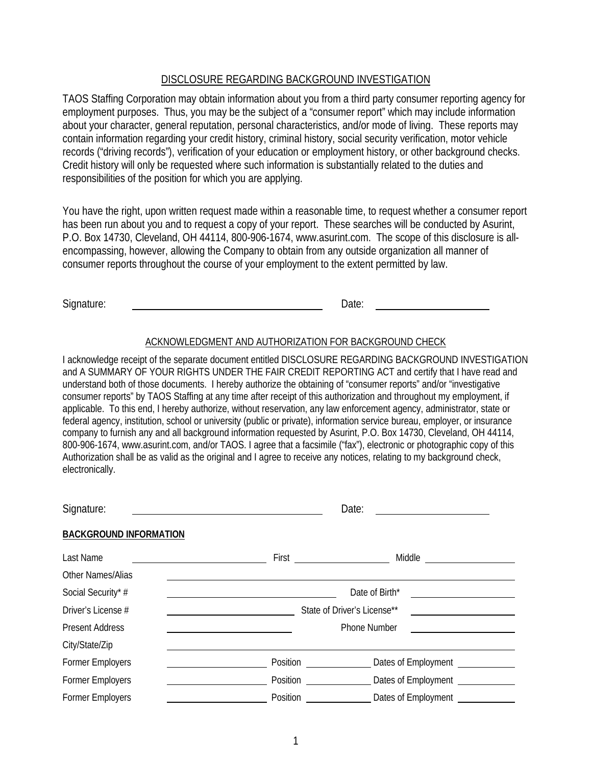## DISCLOSURE REGARDING BACKGROUND INVESTIGATION

TAOS Staffing Corporation may obtain information about you from a third party consumer reporting agency for employment purposes. Thus, you may be the subject of a "consumer report" which may include information about your character, general reputation, personal characteristics, and/or mode of living. These reports may contain information regarding your credit history, criminal history, social security verification, motor vehicle records ("driving records"), verification of your education or employment history, or other background checks. Credit history will only be requested where such information is substantially related to the duties and responsibilities of the position for which you are applying.

You have the right, upon written request made within a reasonable time, to request whether a consumer report has been run about you and to request a copy of your report. These searches will be conducted by Asurint, P.O. Box 14730, Cleveland, OH 44114, 800-906-1674, www.asurint.com. The scope of this disclosure is all-encompassing, however, allowing the Company to obtain from any outside organization all manner of consumer reports throughout the course of your employment to the extent permitted by law.

Signature: ______________________________ Date: ____________________

## ACKNOWLEDGMENT AND AUTHORIZATION FOR BACKGROUND CHECK

I acknowledge receipt of the separate document entitled DISCLOSURE REGARDING BACKGROUND INVESTIGATION and A SUMMARY OF YOUR RIGHTS UNDER THE FAIR CREDIT REPORTING ACT and certify that I have read and understand both of those documents. I hereby authorize the obtaining of "consumer reports" and/or "investigative consumer reports" by TAOS Staffing at any time after receipt of this authorization and throughout my employment, if applicable. To this end, I hereby authorize, without reservation, any law enforcement agency, administrator, state or federal agency, institution, school or university (public or private), information service bureau, employer, or insurance company to furnish any and all background information requested by Asurint, P.O. Box 14730, Cleveland, OH 44114, 800-906-1674, www.asurint.com, and/or TAOS. I agree that a facsimile ("fax"), electronic or photographic copy of this Authorization shall be as valid as the original and I agree to receive any notices, relating to my background check, electronically.

Signature: ______________________________ Date: ____________________

**BACKGROUND INFORMATION**

Last Name ____________________ First ____________________ Middle ____________________

Other Names/Alias ________________________________________________

Social Security* # ____________________ Date of Birth* ____________________

Driver's License # ____________________ State of Driver's License** ____________________

Present Address ____________________ Phone Number ____________________

City/State/Zip ________________________________________________

Former Employers ____________________ Position ____________ Dates of Employment ____________

Former Employers ____________________ Position ____________ Dates of Employment ____________

Former Employers ____________________ Position ____________ Dates of Employment ____________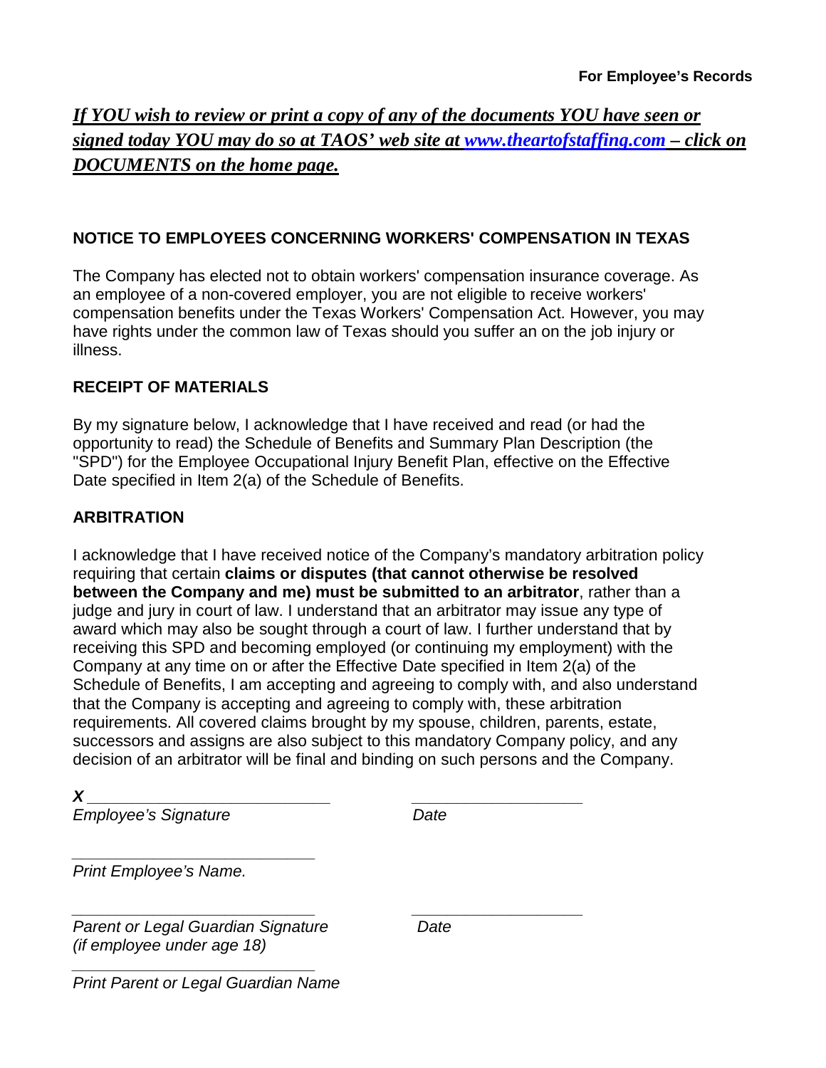**For Employee's Records**

***If YOU wish to review or print a copy of any of the documents YOU have seen or signed today YOU may do so at TAOS' web site at [www.theartofstaffing.com](http://www.theartofstaffing.com) – click on DOCUMENTS on the home page.***

## NOTICE TO EMPLOYEES CONCERNING WORKERS' COMPENSATION IN TEXAS

The Company has elected not to obtain workers' compensation insurance coverage. As an employee of a non-covered employer, you are not eligible to receive workers' compensation benefits under the Texas Workers' Compensation Act. However, you may have rights under the common law of Texas should you suffer an on the job injury or illness.

## RECEIPT OF MATERIALS

By my signature below, I acknowledge that I have received and read (or had the opportunity to read) the Schedule of Benefits and Summary Plan Description (the "SPD") for the Employee Occupational Injury Benefit Plan, effective on the Effective Date specified in Item 2(a) of the Schedule of Benefits.

## ARBITRATION

I acknowledge that I have received notice of the Company's mandatory arbitration policy requiring that certain **claims or disputes (that cannot otherwise be resolved between the Company and me) must be submitted to an arbitrator**, rather than a judge and jury in court of law. I understand that an arbitrator may issue any type of award which may also be sought through a court of law. I further understand that by receiving this SPD and becoming employed (or continuing my employment) with the Company at any time on or after the Effective Date specified in Item 2(a) of the Schedule of Benefits, I am accepting and agreeing to comply with, and also understand that the Company is accepting and agreeing to comply with, these arbitration requirements. All covered claims brought by my spouse, children, parents, estate, successors and assigns are also subject to this mandatory Company policy, and any decision of an arbitrator will be final and binding on such persons and the Company.

***X*** ___________________________ ____________________
*Employee's Signature* *Date*

___________________________
*Print Employee's Name.*

___________________________ ____________________
*Parent or Legal Guardian Signature (if employee under age 18)* *Date*

___________________________
*Print Parent or Legal Guardian Name*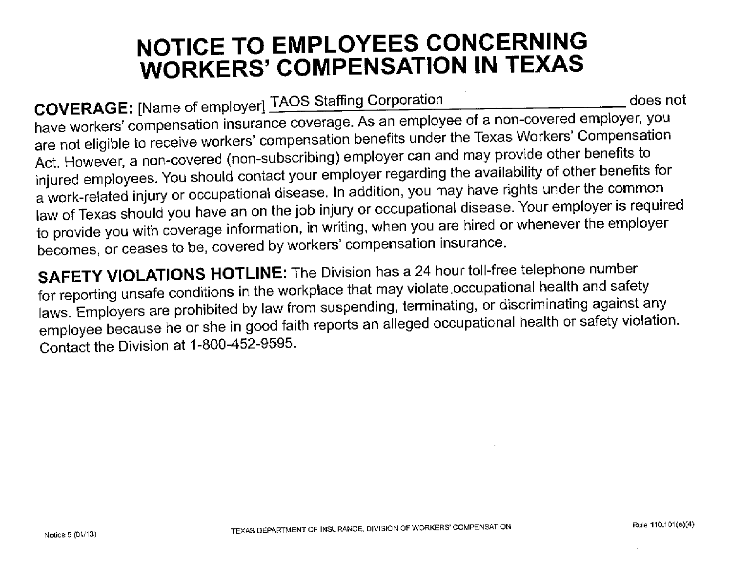# NOTICE TO EMPLOYEES CONCERNING WORKERS' COMPENSATION IN TEXAS

**COVERAGE:** [Name of employer] TAOS Staffing Corporation does not have workers' compensation insurance coverage. As an employee of a non-covered employer, you are not eligible to receive workers' compensation benefits under the Texas Workers' Compensation Act. However, a non-covered (non-subscribing) employer can and may provide other benefits to injured employees. You should contact your employer regarding the availability of other benefits for a work-related injury or occupational disease. In addition, you may have rights under the common law of Texas should you have an on the job injury or occupational disease. Your employer is required to provide you with coverage information, in writing, when you are hired or whenever the employer becomes, or ceases to be, covered by workers' compensation insurance.

**SAFETY VIOLATIONS HOTLINE:** The Division has a 24 hour toll-free telephone number for reporting unsafe conditions in the workplace that may violate occupational health and safety laws. Employers are prohibited by law from suspending, terminating, or discriminating against any employee because he or she in good faith reports an alleged occupational health or safety violation. Contact the Division at 1-800-452-9595.

Notice 5 (01/13) TEXAS DEPARTMENT OF INSURANCE, DIVISION OF WORKERS' COMPENSATION Rule 110.101(e)(4)